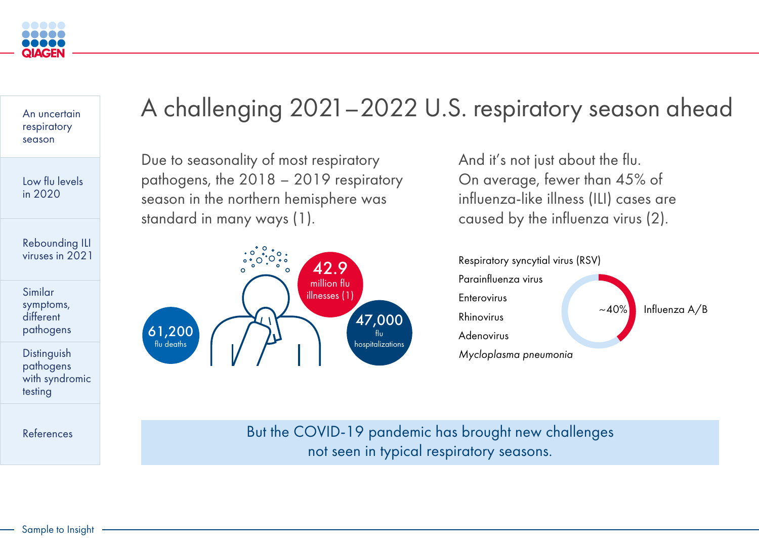An uncertain respiratory season

Low flu levels in 2020

Rebounding ILI viruses in 2021

Similar symptoms, different pathogens

Distinguish pathogens with syndromic testing

References

# A challenging 2021–2022 U.S. respiratory season ahead

Due to seasonality of most respiratory pathogens, the 2018 – 2019 respiratory season in the northern hemisphere was standard in many ways (1).

**42.9** million flu illnesses (1)

**61,200** flu deaths

**47,000** flu hospitalizations

And it's not just about the flu. On average, fewer than 45% of influenza-like illness (ILI) cases are caused by the influenza virus (2).

- Respiratory syncytial virus (RSV)
- Parainfluenza virus
- Enterovirus
- Rhinovirus
- Adenovirus
- *Mycloplasma pneumonia*

~40% Influenza A/B

But the COVID-19 pandemic has brought new challenges not seen in typical respiratory seasons.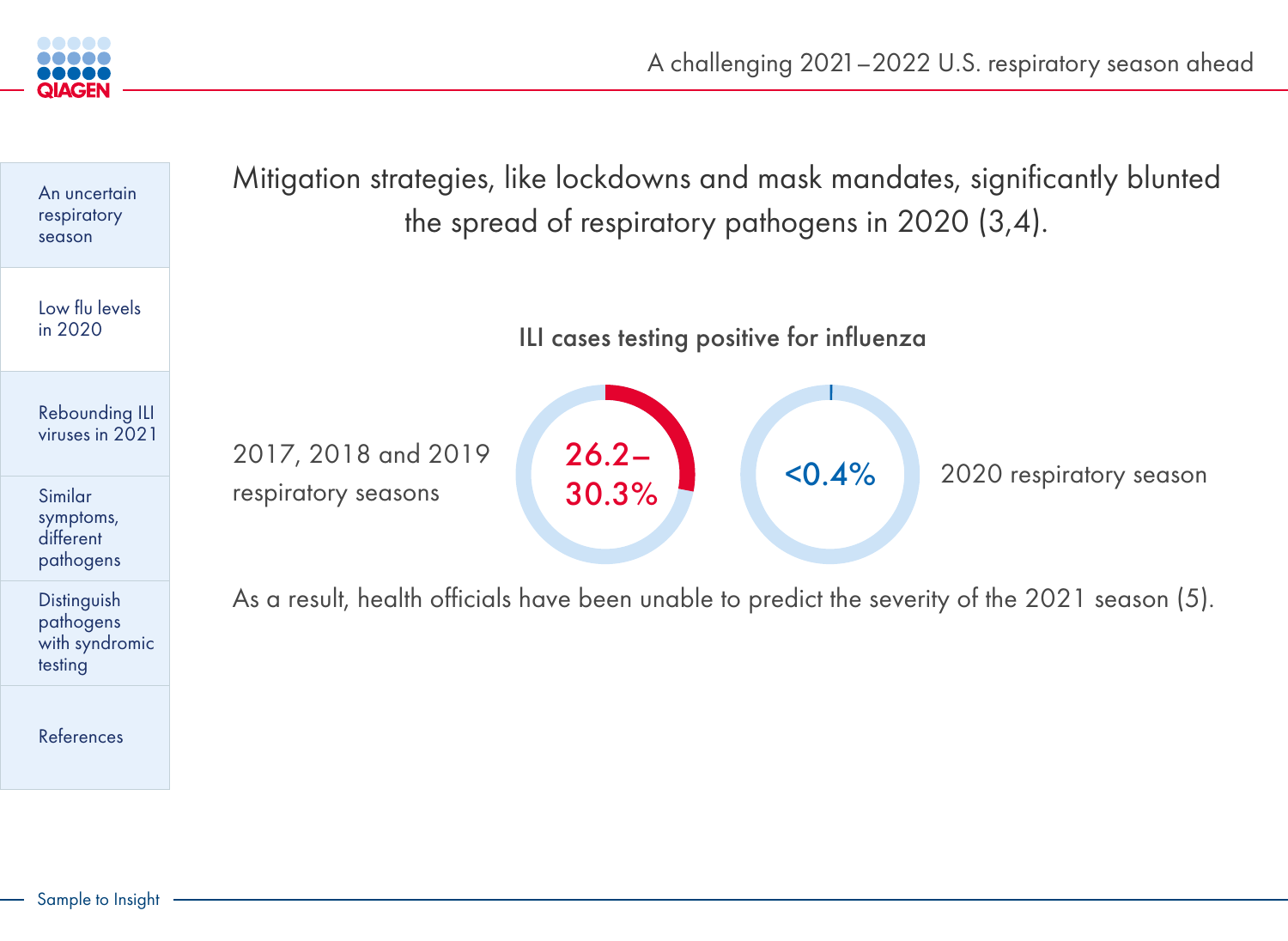Mitigation strategies, like lockdowns and mask mandates, significantly blunted the spread of respiratory pathogens in 2020 (3,4).

### ILI cases testing positive for influenza

2017, 2018 and 2019 respiratory seasons: 26.2–30.3%

2020 respiratory season: <0.4%

As a result, health officials have been unable to predict the severity of the 2021 season (5).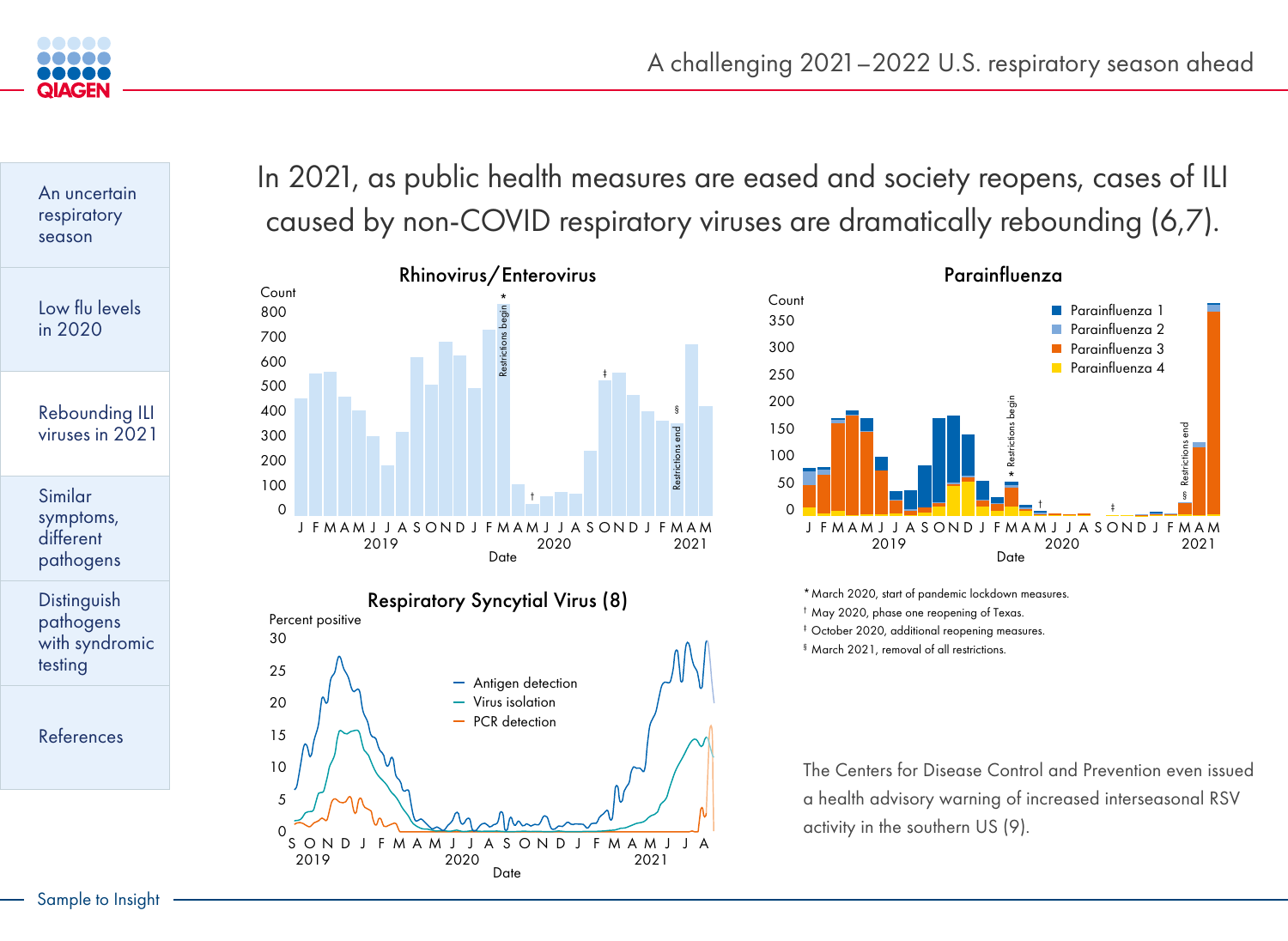# In 2021, as public health measures are eased and society reopens, cases of ILI caused by non-COVID respiratory viruses are dramatically rebounding (6,7).

## Rhinovirus/Enterovirus

## Parainfluenza

## Respiratory Syncytial Virus (8)

* March 2020, start of pandemic lockdown measures.

† May 2020, phase one reopening of Texas.

‡ October 2020, additional reopening measures.

§ March 2021, removal of all restrictions.

The Centers for Disease Control and Prevention even issued a health advisory warning of increased interseasonal RSV activity in the southern US (9).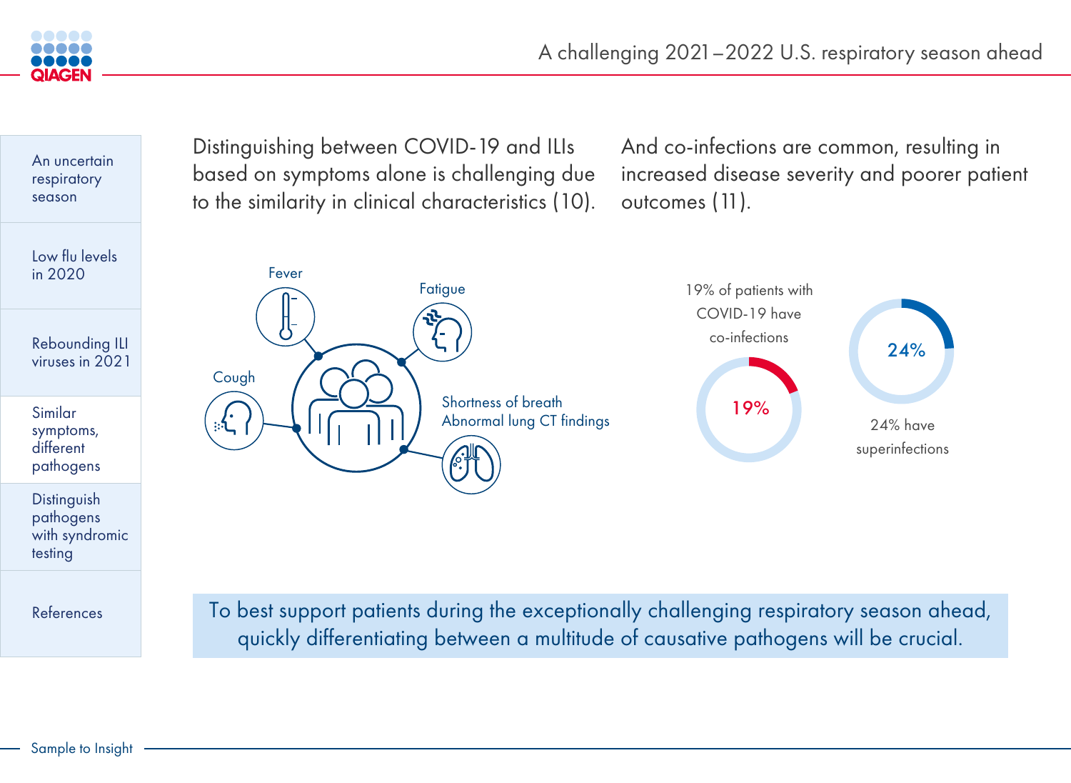An uncertain respiratory season

Low flu levels in 2020

Rebounding ILI viruses in 2021

Similar symptoms, different pathogens

Distinguish pathogens with syndromic testing

References

Distinguishing between COVID-19 and ILIs based on symptoms alone is challenging due to the similarity in clinical characteristics (10).

And co-infections are common, resulting in increased disease severity and poorer patient outcomes (11).

Fever

Fatigue

Cough

Shortness of breath
Abnormal lung CT findings

19% of patients with COVID-19 have co-infections

19%

24%

24% have superinfections

To best support patients during the exceptionally challenging respiratory season ahead, quickly differentiating between a multitude of causative pathogens will be crucial.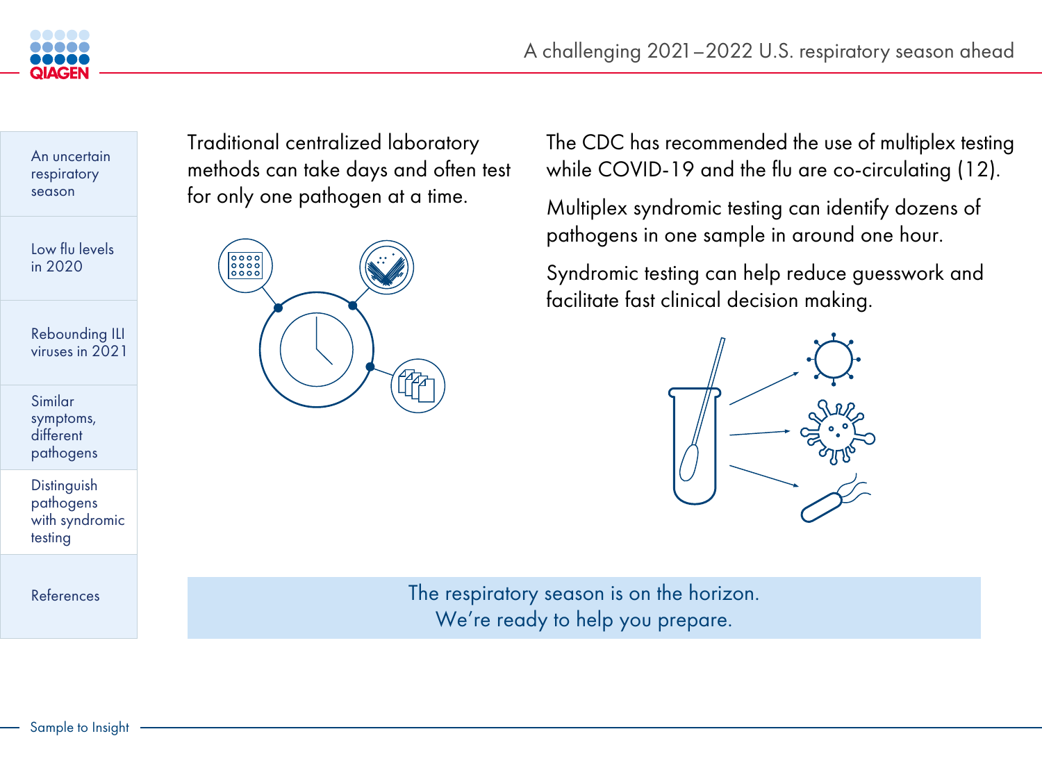Traditional centralized laboratory methods can take days and often test for only one pathogen at a time.

The CDC has recommended the use of multiplex testing while COVID-19 and the flu are co-circulating (12).

Multiplex syndromic testing can identify dozens of pathogens in one sample in around one hour.

Syndromic testing can help reduce guesswork and facilitate fast clinical decision making.

The respiratory season is on the horizon.
We're ready to help you prepare.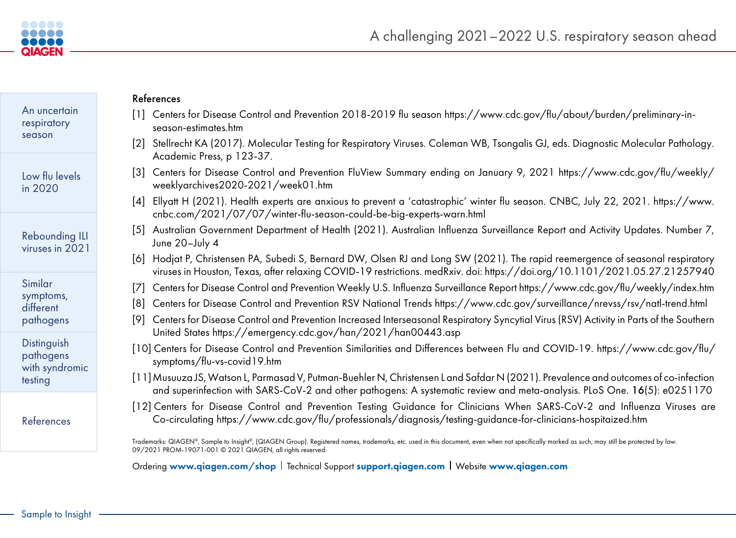## References

[1] Centers for Disease Control and Prevention 2018-2019 flu season https://www.cdc.gov/flu/about/burden/preliminary-in-season-estimates.htm

[2] Stellrecht KA (2017). Molecular Testing for Respiratory Viruses. Coleman WB, Tsongalis GJ, eds. Diagnostic Molecular Pathology. Academic Press, p 123-37.

[3] Centers for Disease Control and Prevention FluView Summary ending on January 9, 2021 https://www.cdc.gov/flu/weekly/weeklyarchives2020-2021/week01.htm

[4] Ellyatt H (2021). Health experts are anxious to prevent a 'catastrophic' winter flu season. CNBC, July 22, 2021. https://www.cnbc.com/2021/07/07/winter-flu-season-could-be-big-experts-warn.html

[5] Australian Government Department of Health (2021). Australian Influenza Surveillance Report and Activity Updates. Number 7, June 20–July 4

[6] Hodjat P, Christensen PA, Subedi S, Bernard DW, Olsen RJ and Long SW (2021). The rapid reemergence of seasonal respiratory viruses in Houston, Texas, after relaxing COVID-19 restrictions. medRxiv. doi: https://doi.org/10.1101/2021.05.27.21257940

[7] Centers for Disease Control and Prevention Weekly U.S. Influenza Surveillance Report https://www.cdc.gov/flu/weekly/index.htm

[8] Centers for Disease Control and Prevention RSV National Trends https://www.cdc.gov/surveillance/nrevss/rsv/natl-trend.html

[9] Centers for Disease Control and Prevention Increased Interseasonal Respiratory Syncytial Virus (RSV) Activity in Parts of the Southern United States https://emergency.cdc.gov/han/2021/han00443.asp

[10] Centers for Disease Control and Prevention Similarities and Differences between Flu and COVID-19. https://www.cdc.gov/flu/symptoms/flu-vs-covid19.htm

[11] Musuuza JS, Watson L, Parmasad V, Putman-Buehler N, Christensen L and Safdar N (2021). Prevalence and outcomes of co-infection and superinfection with SARS-CoV-2 and other pathogens: A systematic review and meta-analysis. PLoS One. **16**(5): e0251170

[12] Centers for Disease Control and Prevention Testing Guidance for Clinicians When SARS-CoV-2 and Influenza Viruses are Co-circulating https://www.cdc.gov/flu/professionals/diagnosis/testing-guidance-for-clinicians-hospitaized.htm

Trademarks: QIAGEN®, Sample to Insight®, (QIAGEN Group). Registered names, trademarks, etc. used in this document, even when not specifically marked as such, may still be protected by law.
09/2021 PROM-19071-001 © 2021 QIAGEN, all rights reserved.

Ordering **www.qiagen.com/shop** | Technical Support **support.qiagen.com** | Website **www.qiagen.com**